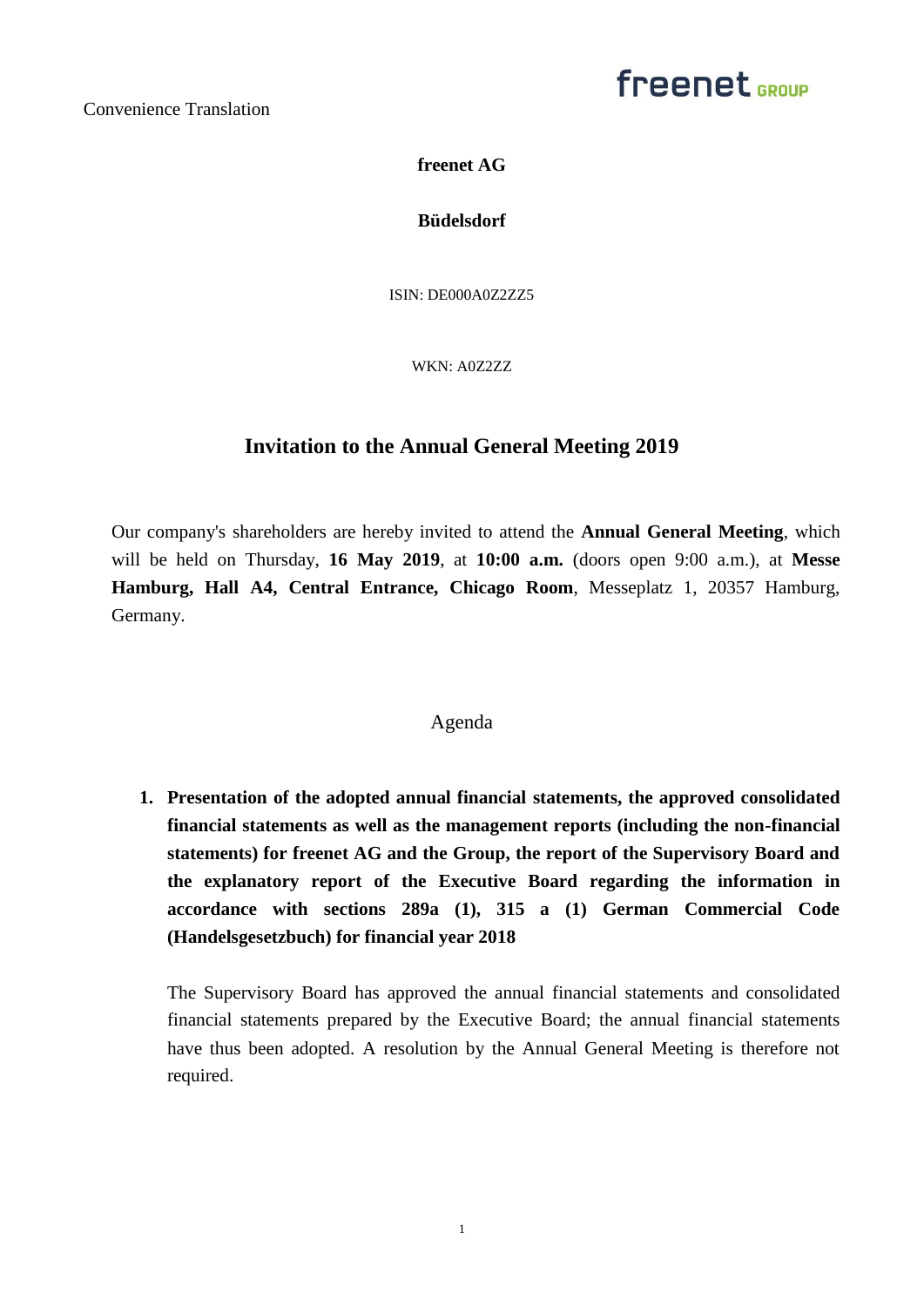Convenience Translation

**freenet AG**

**Büdelsdorf**

ISIN: DE000A0Z2ZZ5

WKN: A0Z2ZZ

# Invitation to the Annual General Meeting 2019

Our company's shareholders are hereby invited to attend the **Annual General Meeting**, which will be held on Thursday, **16 May 2019**, at **10:00 a.m.** (doors open 9:00 a.m.), at **Messe Hamburg, Hall A4, Central Entrance, Chicago Room**, Messeplatz 1, 20357 Hamburg, Germany.

## Agenda

1. **Presentation of the adopted annual financial statements, the approved consolidated financial statements as well as the management reports (including the non-financial statements) for freenet AG and the Group, the report of the Supervisory Board and the explanatory report of the Executive Board regarding the information in accordance with sections 289a (1), 315 a (1) German Commercial Code (Handelsgesetzbuch) for financial year 2018**

   The Supervisory Board has approved the annual financial statements and consolidated financial statements prepared by the Executive Board; the annual financial statements have thus been adopted. A resolution by the Annual General Meeting is therefore not required.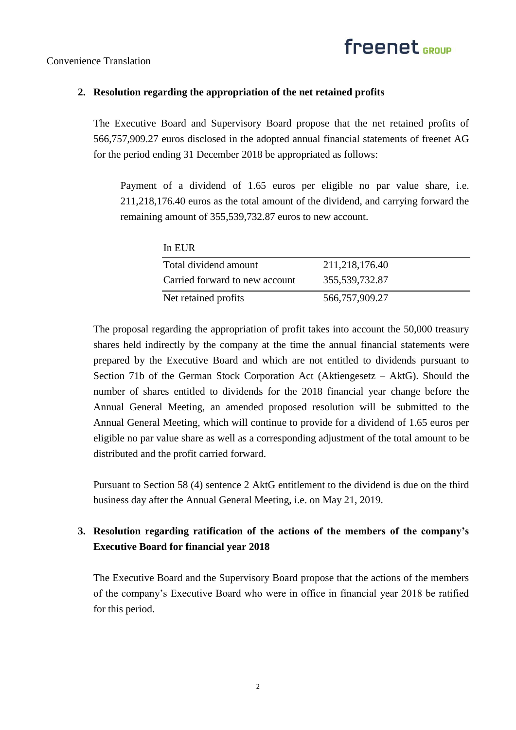Convenience Translation

## 2. Resolution regarding the appropriation of the net retained profits

The Executive Board and Supervisory Board propose that the net retained profits of 566,757,909.27 euros disclosed in the adopted annual financial statements of freenet AG for the period ending 31 December 2018 be appropriated as follows:

> Payment of a dividend of 1.65 euros per eligible no par value share, i.e. 211,218,176.40 euros as the total amount of the dividend, and carrying forward the remaining amount of 355,539,732.87 euros to new account.

| In EUR | |
|---|---|
| Total dividend amount | 211,218,176.40 |
| Carried forward to new account | 355,539,732.87 |
| Net retained profits | 566,757,909.27 |

The proposal regarding the appropriation of profit takes into account the 50,000 treasury shares held indirectly by the company at the time the annual financial statements were prepared by the Executive Board and which are not entitled to dividends pursuant to Section 71b of the German Stock Corporation Act (Aktiengesetz – AktG). Should the number of shares entitled to dividends for the 2018 financial year change before the Annual General Meeting, an amended proposed resolution will be submitted to the Annual General Meeting, which will continue to provide for a dividend of 1.65 euros per eligible no par value share as well as a corresponding adjustment of the total amount to be distributed and the profit carried forward.

Pursuant to Section 58 (4) sentence 2 AktG entitlement to the dividend is due on the third business day after the Annual General Meeting, i.e. on May 21, 2019.

## 3. Resolution regarding ratification of the actions of the members of the company's Executive Board for financial year 2018

The Executive Board and the Supervisory Board propose that the actions of the members of the company's Executive Board who were in office in financial year 2018 be ratified for this period.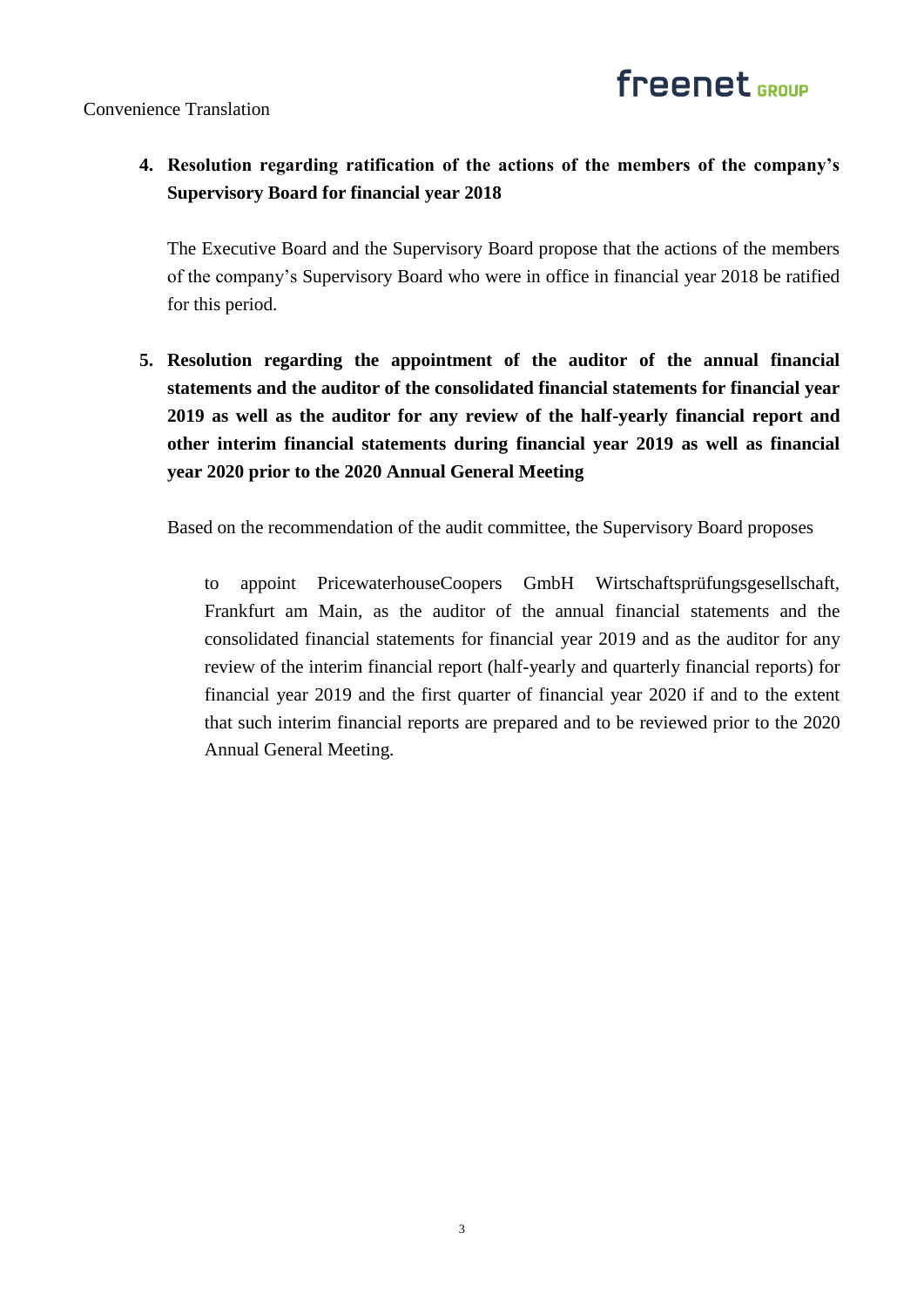Convenience Translation

4. **Resolution regarding ratification of the actions of the members of the company's Supervisory Board for financial year 2018**

   The Executive Board and the Supervisory Board propose that the actions of the members of the company's Supervisory Board who were in office in financial year 2018 be ratified for this period.

5. **Resolution regarding the appointment of the auditor of the annual financial statements and the auditor of the consolidated financial statements for financial year 2019 as well as the auditor for any review of the half-yearly financial report and other interim financial statements during financial year 2019 as well as financial year 2020 prior to the 2020 Annual General Meeting**

   Based on the recommendation of the audit committee, the Supervisory Board proposes

   > to appoint PricewaterhouseCoopers GmbH Wirtschaftsprüfungsgesellschaft, Frankfurt am Main, as the auditor of the annual financial statements and the consolidated financial statements for financial year 2019 and as the auditor for any review of the interim financial report (half-yearly and quarterly financial reports) for financial year 2019 and the first quarter of financial year 2020 if and to the extent that such interim financial reports are prepared and to be reviewed prior to the 2020 Annual General Meeting.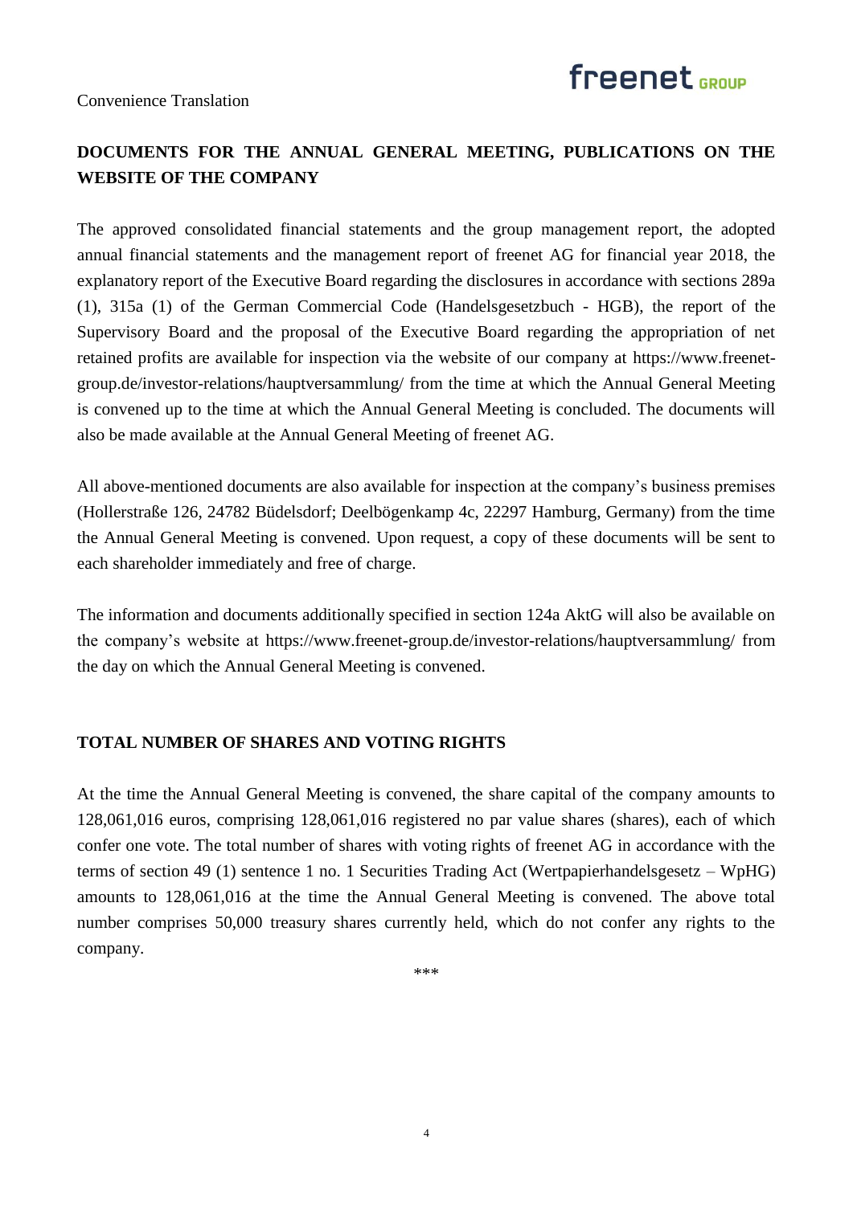Convenience Translation

## DOCUMENTS FOR THE ANNUAL GENERAL MEETING, PUBLICATIONS ON THE WEBSITE OF THE COMPANY

The approved consolidated financial statements and the group management report, the adopted annual financial statements and the management report of freenet AG for financial year 2018, the explanatory report of the Executive Board regarding the disclosures in accordance with sections 289a (1), 315a (1) of the German Commercial Code (Handelsgesetzbuch - HGB), the report of the Supervisory Board and the proposal of the Executive Board regarding the appropriation of net retained profits are available for inspection via the website of our company at https://www.freenet-group.de/investor-relations/hauptversammlung/ from the time at which the Annual General Meeting is convened up to the time at which the Annual General Meeting is concluded. The documents will also be made available at the Annual General Meeting of freenet AG.

All above-mentioned documents are also available for inspection at the company's business premises (Hollerstraße 126, 24782 Büdelsdorf; Deelbögenkamp 4c, 22297 Hamburg, Germany) from the time the Annual General Meeting is convened. Upon request, a copy of these documents will be sent to each shareholder immediately and free of charge.

The information and documents additionally specified in section 124a AktG will also be available on the company's website at https://www.freenet-group.de/investor-relations/hauptversammlung/ from the day on which the Annual General Meeting is convened.

## TOTAL NUMBER OF SHARES AND VOTING RIGHTS

At the time the Annual General Meeting is convened, the share capital of the company amounts to 128,061,016 euros, comprising 128,061,016 registered no par value shares (shares), each of which confer one vote. The total number of shares with voting rights of freenet AG in accordance with the terms of section 49 (1) sentence 1 no. 1 Securities Trading Act (Wertpapierhandelsgesetz – WpHG) amounts to 128,061,016 at the time the Annual General Meeting is convened. The above total number comprises 50,000 treasury shares currently held, which do not confer any rights to the company.

***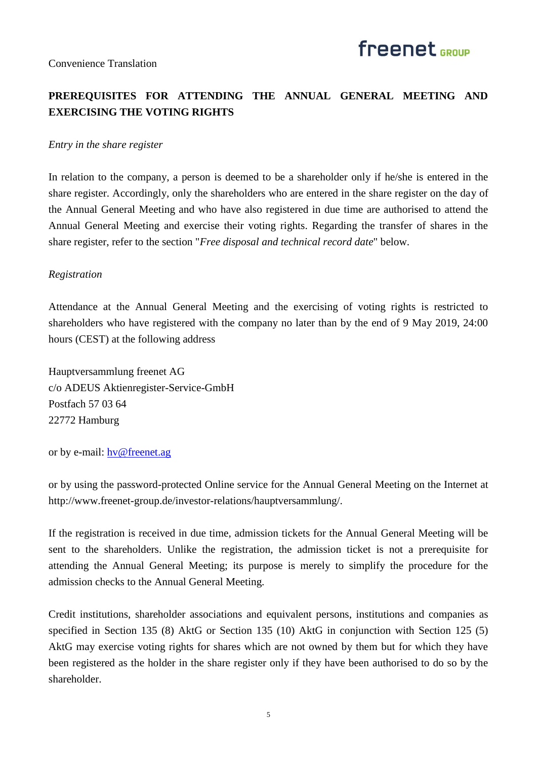Convenience Translation

## PREREQUISITES FOR ATTENDING THE ANNUAL GENERAL MEETING AND EXERCISING THE VOTING RIGHTS

*Entry in the share register*

In relation to the company, a person is deemed to be a shareholder only if he/she is entered in the share register. Accordingly, only the shareholders who are entered in the share register on the day of the Annual General Meeting and who have also registered in due time are authorised to attend the Annual General Meeting and exercise their voting rights. Regarding the transfer of shares in the share register, refer to the section "*Free disposal and technical record date*" below.

*Registration*

Attendance at the Annual General Meeting and the exercising of voting rights is restricted to shareholders who have registered with the company no later than by the end of 9 May 2019, 24:00 hours (CEST) at the following address

Hauptversammlung freenet AG  
c/o ADEUS Aktienregister-Service-GmbH  
Postfach 57 03 64  
22772 Hamburg

or by e-mail: hv@freenet.ag

or by using the password-protected Online service for the Annual General Meeting on the Internet at http://www.freenet-group.de/investor-relations/hauptversammlung/.

If the registration is received in due time, admission tickets for the Annual General Meeting will be sent to the shareholders. Unlike the registration, the admission ticket is not a prerequisite for attending the Annual General Meeting; its purpose is merely to simplify the procedure for the admission checks to the Annual General Meeting.

Credit institutions, shareholder associations and equivalent persons, institutions and companies as specified in Section 135 (8) AktG or Section 135 (10) AktG in conjunction with Section 125 (5) AktG may exercise voting rights for shares which are not owned by them but for which they have been registered as the holder in the share register only if they have been authorised to do so by the shareholder.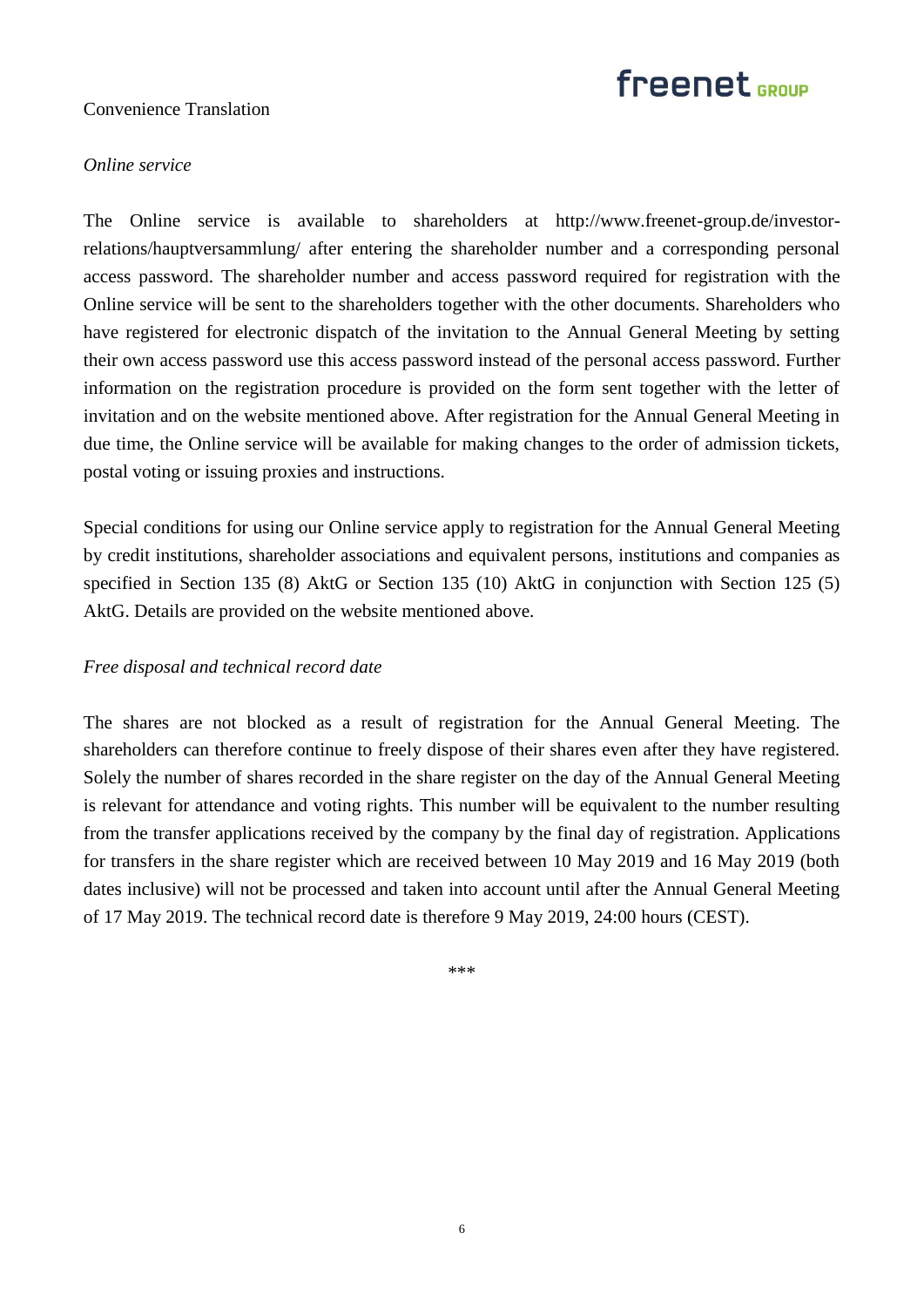Convenience Translation

*Online service*

The Online service is available to shareholders at http://www.freenet-group.de/investor-relations/hauptversammlung/ after entering the shareholder number and a corresponding personal access password. The shareholder number and access password required for registration with the Online service will be sent to the shareholders together with the other documents. Shareholders who have registered for electronic dispatch of the invitation to the Annual General Meeting by setting their own access password use this access password instead of the personal access password. Further information on the registration procedure is provided on the form sent together with the letter of invitation and on the website mentioned above. After registration for the Annual General Meeting in due time, the Online service will be available for making changes to the order of admission tickets, postal voting or issuing proxies and instructions.

Special conditions for using our Online service apply to registration for the Annual General Meeting by credit institutions, shareholder associations and equivalent persons, institutions and companies as specified in Section 135 (8) AktG or Section 135 (10) AktG in conjunction with Section 125 (5) AktG. Details are provided on the website mentioned above.

*Free disposal and technical record date*

The shares are not blocked as a result of registration for the Annual General Meeting. The shareholders can therefore continue to freely dispose of their shares even after they have registered. Solely the number of shares recorded in the share register on the day of the Annual General Meeting is relevant for attendance and voting rights. This number will be equivalent to the number resulting from the transfer applications received by the company by the final day of registration. Applications for transfers in the share register which are received between 10 May 2019 and 16 May 2019 (both dates inclusive) will not be processed and taken into account until after the Annual General Meeting of 17 May 2019. The technical record date is therefore 9 May 2019, 24:00 hours (CEST).

***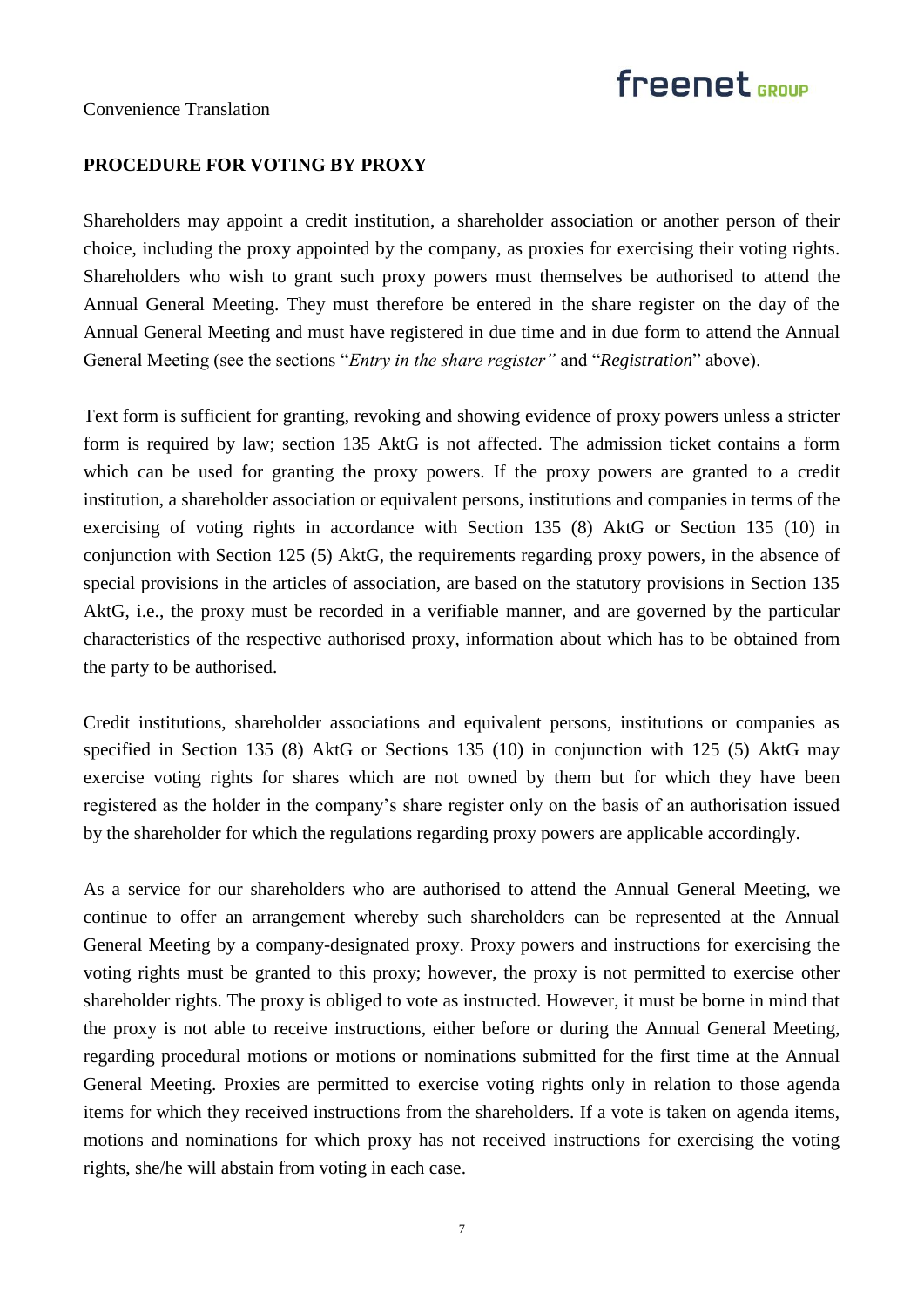Convenience Translation

## PROCEDURE FOR VOTING BY PROXY

Shareholders may appoint a credit institution, a shareholder association or another person of their choice, including the proxy appointed by the company, as proxies for exercising their voting rights. Shareholders who wish to grant such proxy powers must themselves be authorised to attend the Annual General Meeting. They must therefore be entered in the share register on the day of the Annual General Meeting and must have registered in due time and in due form to attend the Annual General Meeting (see the sections "*Entry in the share register"* and "*Registration*" above).

Text form is sufficient for granting, revoking and showing evidence of proxy powers unless a stricter form is required by law; section 135 AktG is not affected. The admission ticket contains a form which can be used for granting the proxy powers. If the proxy powers are granted to a credit institution, a shareholder association or equivalent persons, institutions and companies in terms of the exercising of voting rights in accordance with Section 135 (8) AktG or Section 135 (10) in conjunction with Section 125 (5) AktG, the requirements regarding proxy powers, in the absence of special provisions in the articles of association, are based on the statutory provisions in Section 135 AktG, i.e., the proxy must be recorded in a verifiable manner, and are governed by the particular characteristics of the respective authorised proxy, information about which has to be obtained from the party to be authorised.

Credit institutions, shareholder associations and equivalent persons, institutions or companies as specified in Section 135 (8) AktG or Sections 135 (10) in conjunction with 125 (5) AktG may exercise voting rights for shares which are not owned by them but for which they have been registered as the holder in the company's share register only on the basis of an authorisation issued by the shareholder for which the regulations regarding proxy powers are applicable accordingly.

As a service for our shareholders who are authorised to attend the Annual General Meeting, we continue to offer an arrangement whereby such shareholders can be represented at the Annual General Meeting by a company-designated proxy. Proxy powers and instructions for exercising the voting rights must be granted to this proxy; however, the proxy is not permitted to exercise other shareholder rights. The proxy is obliged to vote as instructed. However, it must be borne in mind that the proxy is not able to receive instructions, either before or during the Annual General Meeting, regarding procedural motions or motions or nominations submitted for the first time at the Annual General Meeting. Proxies are permitted to exercise voting rights only in relation to those agenda items for which they received instructions from the shareholders. If a vote is taken on agenda items, motions and nominations for which proxy has not received instructions for exercising the voting rights, she/he will abstain from voting in each case.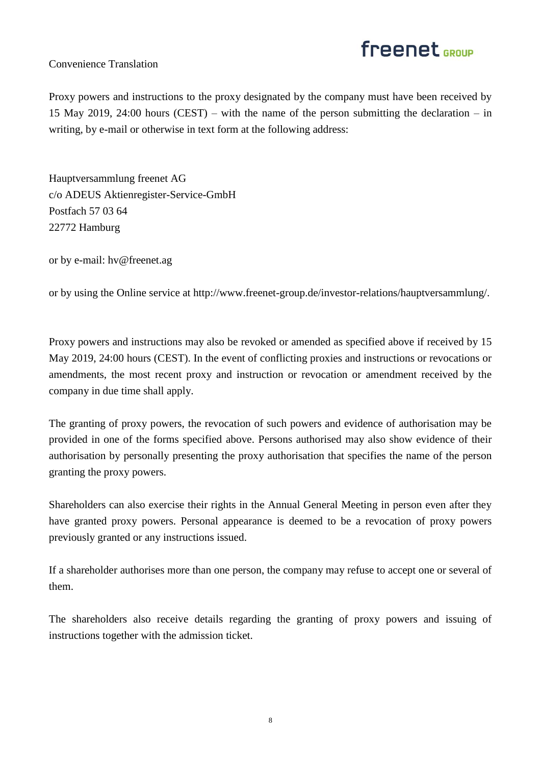Convenience Translation

Proxy powers and instructions to the proxy designated by the company must have been received by 15 May 2019, 24:00 hours (CEST) – with the name of the person submitting the declaration – in writing, by e-mail or otherwise in text form at the following address:

Hauptversammlung freenet AG  
c/o ADEUS Aktienregister-Service-GmbH  
Postfach 57 03 64  
22772 Hamburg

or by e-mail: hv@freenet.ag

or by using the Online service at http://www.freenet-group.de/investor-relations/hauptversammlung/.

Proxy powers and instructions may also be revoked or amended as specified above if received by 15 May 2019, 24:00 hours (CEST). In the event of conflicting proxies and instructions or revocations or amendments, the most recent proxy and instruction or revocation or amendment received by the company in due time shall apply.

The granting of proxy powers, the revocation of such powers and evidence of authorisation may be provided in one of the forms specified above. Persons authorised may also show evidence of their authorisation by personally presenting the proxy authorisation that specifies the name of the person granting the proxy powers.

Shareholders can also exercise their rights in the Annual General Meeting in person even after they have granted proxy powers. Personal appearance is deemed to be a revocation of proxy powers previously granted or any instructions issued.

If a shareholder authorises more than one person, the company may refuse to accept one or several of them.

The shareholders also receive details regarding the granting of proxy powers and issuing of instructions together with the admission ticket.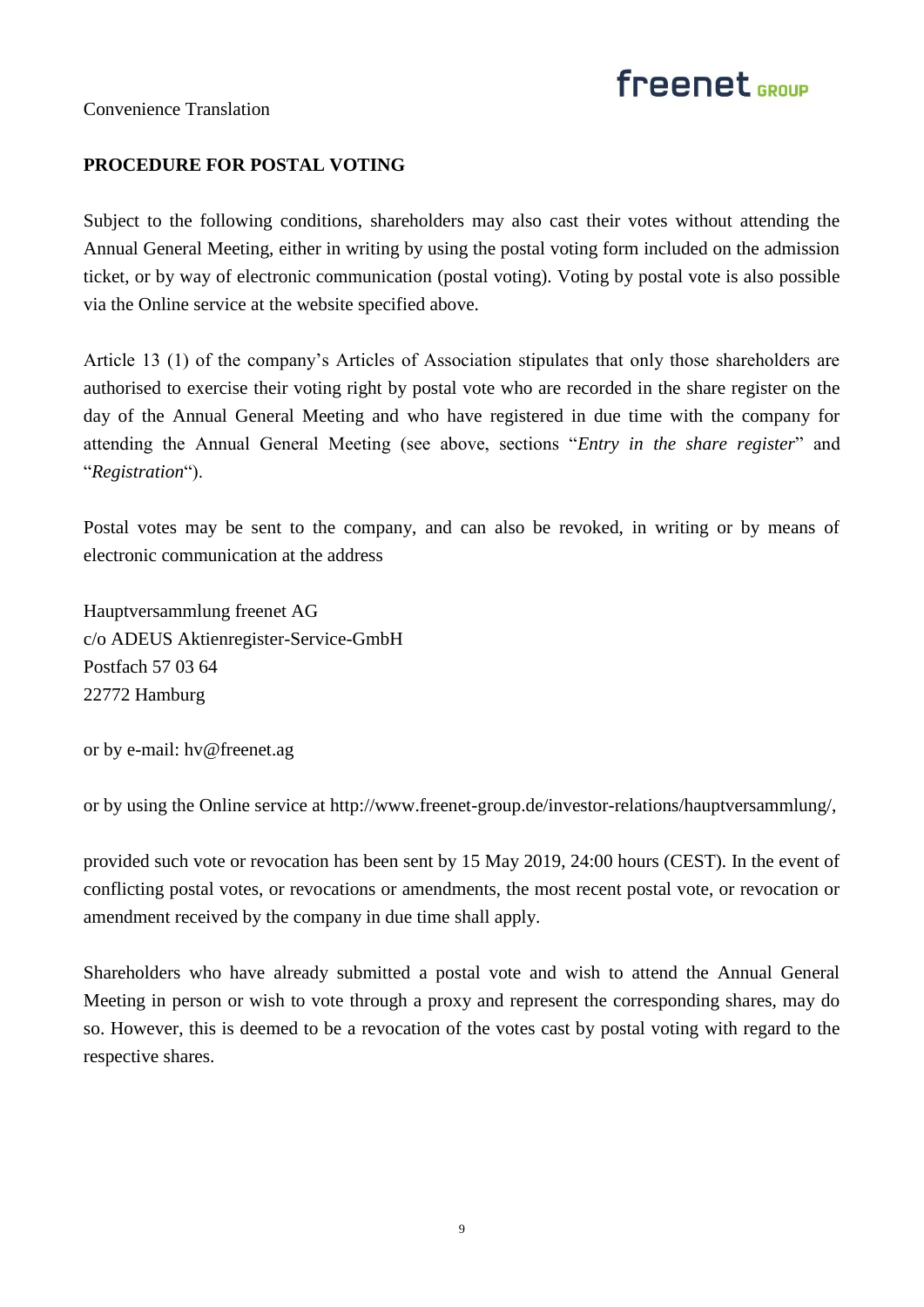Convenience Translation

**PROCEDURE FOR POSTAL VOTING**

Subject to the following conditions, shareholders may also cast their votes without attending the Annual General Meeting, either in writing by using the postal voting form included on the admission ticket, or by way of electronic communication (postal voting). Voting by postal vote is also possible via the Online service at the website specified above.

Article 13 (1) of the company's Articles of Association stipulates that only those shareholders are authorised to exercise their voting right by postal vote who are recorded in the share register on the day of the Annual General Meeting and who have registered in due time with the company for attending the Annual General Meeting (see above, sections "*Entry in the share register*" and "*Registration*").

Postal votes may be sent to the company, and can also be revoked, in writing or by means of electronic communication at the address

Hauptversammlung freenet AG
c/o ADEUS Aktienregister-Service-GmbH
Postfach 57 03 64
22772 Hamburg

or by e-mail: hv@freenet.ag

or by using the Online service at http://www.freenet-group.de/investor-relations/hauptversammlung/,

provided such vote or revocation has been sent by 15 May 2019, 24:00 hours (CEST). In the event of conflicting postal votes, or revocations or amendments, the most recent postal vote, or revocation or amendment received by the company in due time shall apply.

Shareholders who have already submitted a postal vote and wish to attend the Annual General Meeting in person or wish to vote through a proxy and represent the corresponding shares, may do so. However, this is deemed to be a revocation of the votes cast by postal voting with regard to the respective shares.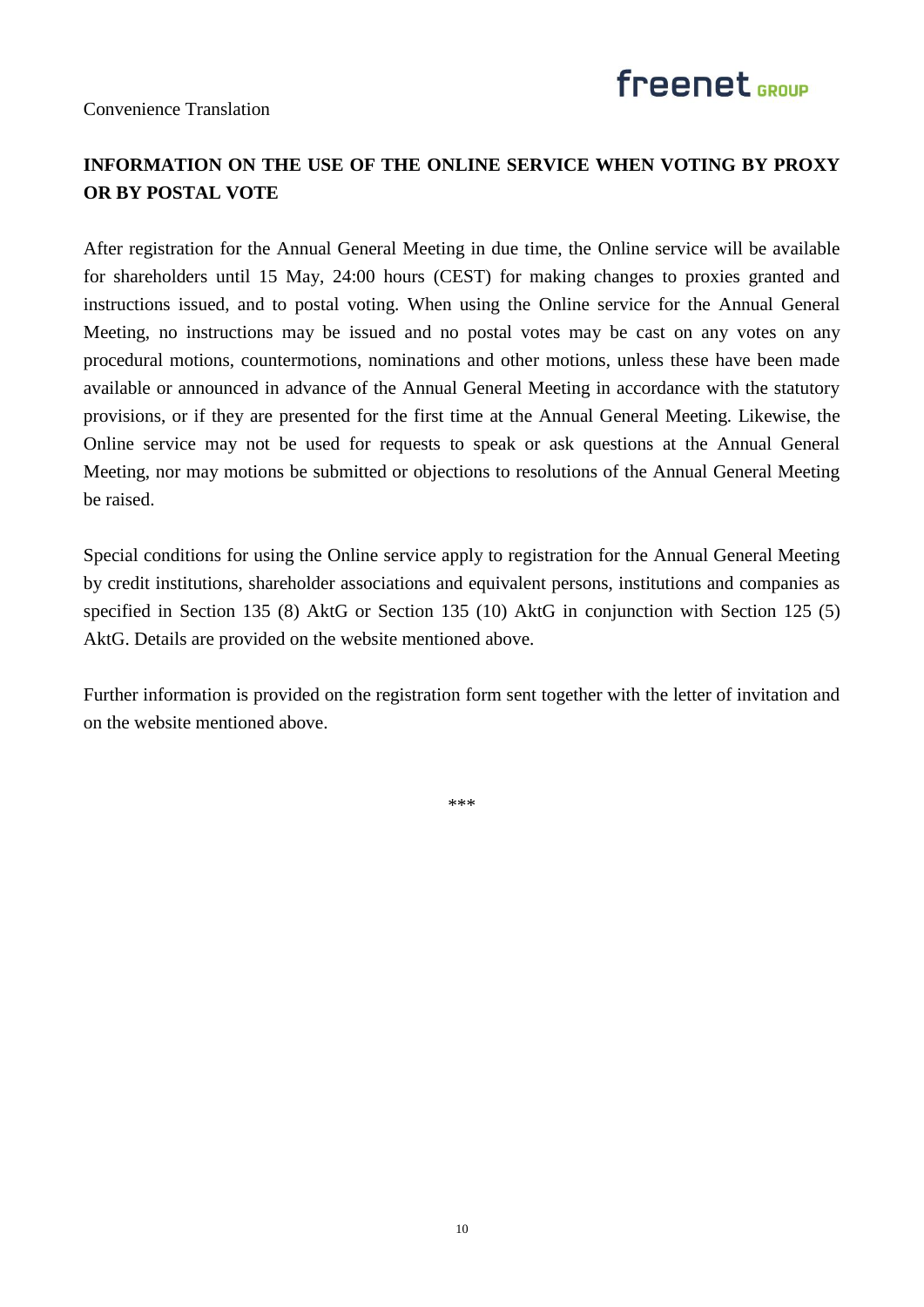Convenience Translation

## INFORMATION ON THE USE OF THE ONLINE SERVICE WHEN VOTING BY PROXY OR BY POSTAL VOTE

After registration for the Annual General Meeting in due time, the Online service will be available for shareholders until 15 May, 24:00 hours (CEST) for making changes to proxies granted and instructions issued, and to postal voting. When using the Online service for the Annual General Meeting, no instructions may be issued and no postal votes may be cast on any votes on any procedural motions, countermotions, nominations and other motions, unless these have been made available or announced in advance of the Annual General Meeting in accordance with the statutory provisions, or if they are presented for the first time at the Annual General Meeting. Likewise, the Online service may not be used for requests to speak or ask questions at the Annual General Meeting, nor may motions be submitted or objections to resolutions of the Annual General Meeting be raised.

Special conditions for using the Online service apply to registration for the Annual General Meeting by credit institutions, shareholder associations and equivalent persons, institutions and companies as specified in Section 135 (8) AktG or Section 135 (10) AktG in conjunction with Section 125 (5) AktG. Details are provided on the website mentioned above.

Further information is provided on the registration form sent together with the letter of invitation and on the website mentioned above.

***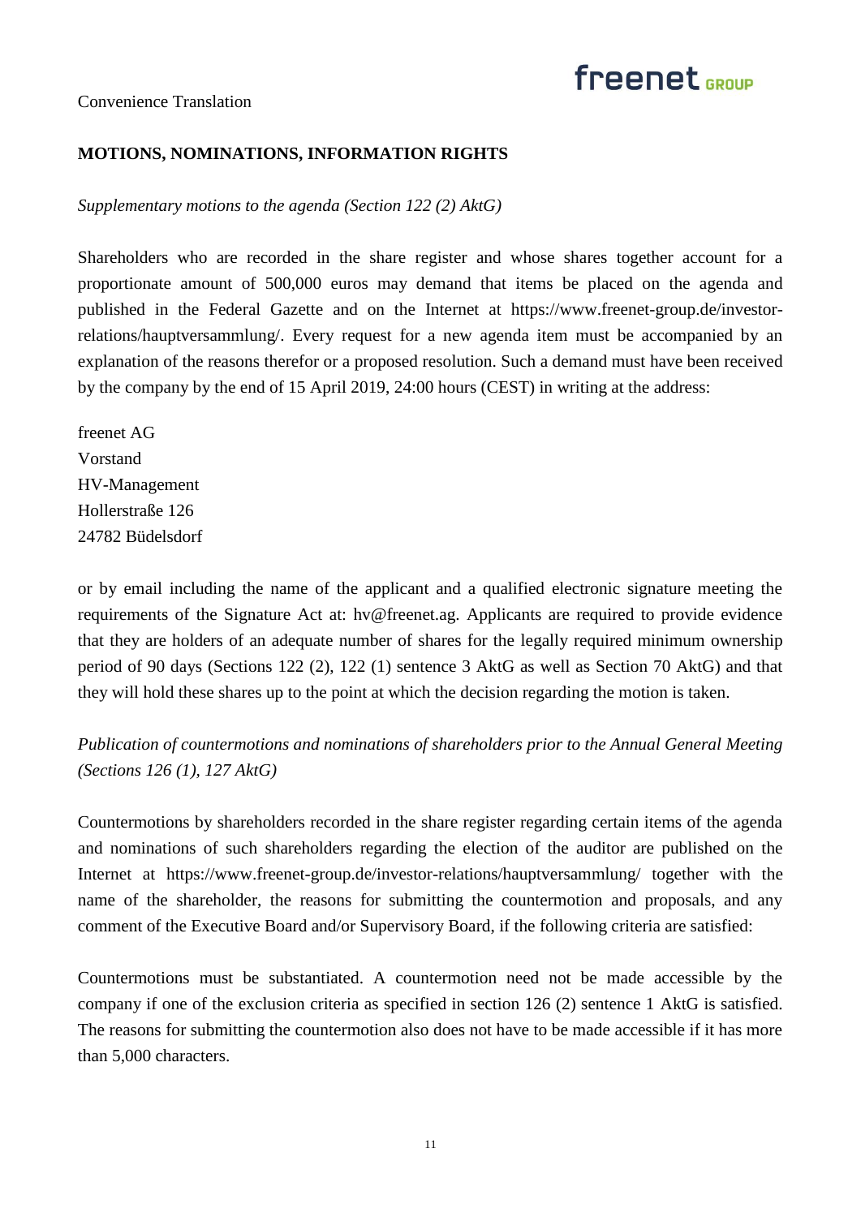Convenience Translation

## MOTIONS, NOMINATIONS, INFORMATION RIGHTS

*Supplementary motions to the agenda (Section 122 (2) AktG)*

Shareholders who are recorded in the share register and whose shares together account for a proportionate amount of 500,000 euros may demand that items be placed on the agenda and published in the Federal Gazette and on the Internet at https://www.freenet-group.de/investor-relations/hauptversammlung/. Every request for a new agenda item must be accompanied by an explanation of the reasons therefor or a proposed resolution. Such a demand must have been received by the company by the end of 15 April 2019, 24:00 hours (CEST) in writing at the address:

freenet AG
Vorstand
HV-Management
Hollerstraße 126
24782 Büdelsdorf

or by email including the name of the applicant and a qualified electronic signature meeting the requirements of the Signature Act at: hv@freenet.ag. Applicants are required to provide evidence that they are holders of an adequate number of shares for the legally required minimum ownership period of 90 days (Sections 122 (2), 122 (1) sentence 3 AktG as well as Section 70 AktG) and that they will hold these shares up to the point at which the decision regarding the motion is taken.

*Publication of countermotions and nominations of shareholders prior to the Annual General Meeting (Sections 126 (1), 127 AktG)*

Countermotions by shareholders recorded in the share register regarding certain items of the agenda and nominations of such shareholders regarding the election of the auditor are published on the Internet at https://www.freenet-group.de/investor-relations/hauptversammlung/ together with the name of the shareholder, the reasons for submitting the countermotion and proposals, and any comment of the Executive Board and/or Supervisory Board, if the following criteria are satisfied:

Countermotions must be substantiated. A countermotion need not be made accessible by the company if one of the exclusion criteria as specified in section 126 (2) sentence 1 AktG is satisfied. The reasons for submitting the countermotion also does not have to be made accessible if it has more than 5,000 characters.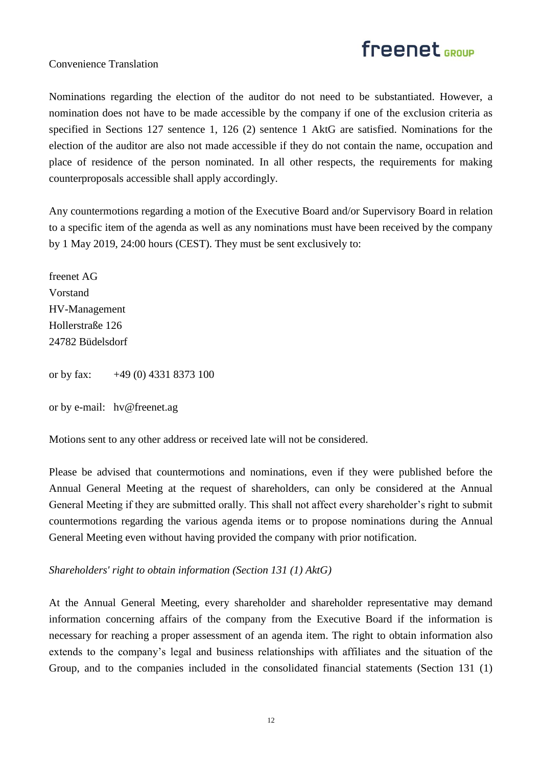Convenience Translation

Nominations regarding the election of the auditor do not need to be substantiated. However, a nomination does not have to be made accessible by the company if one of the exclusion criteria as specified in Sections 127 sentence 1, 126 (2) sentence 1 AktG are satisfied. Nominations for the election of the auditor are also not made accessible if they do not contain the name, occupation and place of residence of the person nominated. In all other respects, the requirements for making counterproposals accessible shall apply accordingly.

Any countermotions regarding a motion of the Executive Board and/or Supervisory Board in relation to a specific item of the agenda as well as any nominations must have been received by the company by 1 May 2019, 24:00 hours (CEST). They must be sent exclusively to:

freenet AG
Vorstand
HV-Management
Hollerstraße 126
24782 Büdelsdorf

or by fax: +49 (0) 4331 8373 100

or by e-mail: hv@freenet.ag

Motions sent to any other address or received late will not be considered.

Please be advised that countermotions and nominations, even if they were published before the Annual General Meeting at the request of shareholders, can only be considered at the Annual General Meeting if they are submitted orally. This shall not affect every shareholder's right to submit countermotions regarding the various agenda items or to propose nominations during the Annual General Meeting even without having provided the company with prior notification.

*Shareholders' right to obtain information (Section 131 (1) AktG)*

At the Annual General Meeting, every shareholder and shareholder representative may demand information concerning affairs of the company from the Executive Board if the information is necessary for reaching a proper assessment of an agenda item. The right to obtain information also extends to the company's legal and business relationships with affiliates and the situation of the Group, and to the companies included in the consolidated financial statements (Section 131 (1)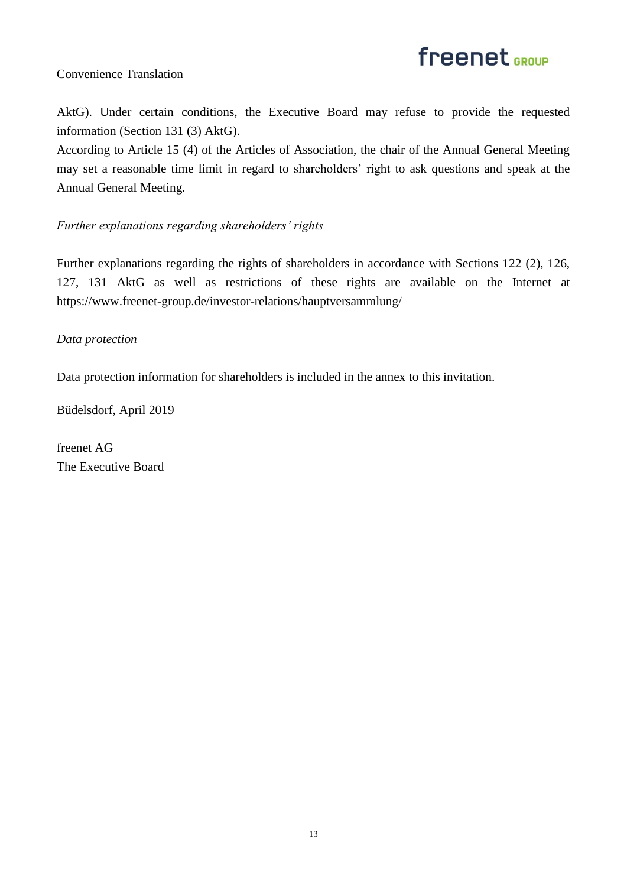AktG). Under certain conditions, the Executive Board may refuse to provide the requested information (Section 131 (3) AktG).
According to Article 15 (4) of the Articles of Association, the chair of the Annual General Meeting may set a reasonable time limit in regard to shareholders' right to ask questions and speak at the Annual General Meeting.

*Further explanations regarding shareholders' rights*

Further explanations regarding the rights of shareholders in accordance with Sections 122 (2), 126, 127, 131 AktG as well as restrictions of these rights are available on the Internet at https://www.freenet-group.de/investor-relations/hauptversammlung/

*Data protection*

Data protection information for shareholders is included in the annex to this invitation.

Büdelsdorf, April 2019

freenet AG
The Executive Board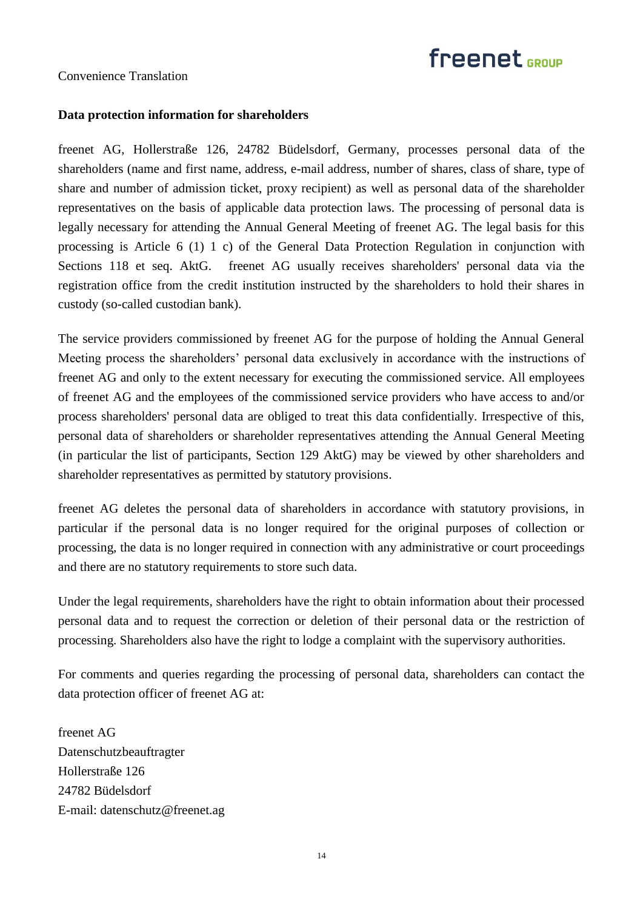Convenience Translation

**Data protection information for shareholders**

freenet AG, Hollerstraße 126, 24782 Büdelsdorf, Germany, processes personal data of the shareholders (name and first name, address, e-mail address, number of shares, class of share, type of share and number of admission ticket, proxy recipient) as well as personal data of the shareholder representatives on the basis of applicable data protection laws. The processing of personal data is legally necessary for attending the Annual General Meeting of freenet AG. The legal basis for this processing is Article 6 (1) 1 c) of the General Data Protection Regulation in conjunction with Sections 118 et seq. AktG. freenet AG usually receives shareholders' personal data via the registration office from the credit institution instructed by the shareholders to hold their shares in custody (so-called custodian bank).

The service providers commissioned by freenet AG for the purpose of holding the Annual General Meeting process the shareholders' personal data exclusively in accordance with the instructions of freenet AG and only to the extent necessary for executing the commissioned service. All employees of freenet AG and the employees of the commissioned service providers who have access to and/or process shareholders' personal data are obliged to treat this data confidentially. Irrespective of this, personal data of shareholders or shareholder representatives attending the Annual General Meeting (in particular the list of participants, Section 129 AktG) may be viewed by other shareholders and shareholder representatives as permitted by statutory provisions.

freenet AG deletes the personal data of shareholders in accordance with statutory provisions, in particular if the personal data is no longer required for the original purposes of collection or processing, the data is no longer required in connection with any administrative or court proceedings and there are no statutory requirements to store such data.

Under the legal requirements, shareholders have the right to obtain information about their processed personal data and to request the correction or deletion of their personal data or the restriction of processing. Shareholders also have the right to lodge a complaint with the supervisory authorities.

For comments and queries regarding the processing of personal data, shareholders can contact the data protection officer of freenet AG at:

freenet AG
Datenschutzbeauftragter
Hollerstraße 126
24782 Büdelsdorf
E-mail: datenschutz@freenet.ag